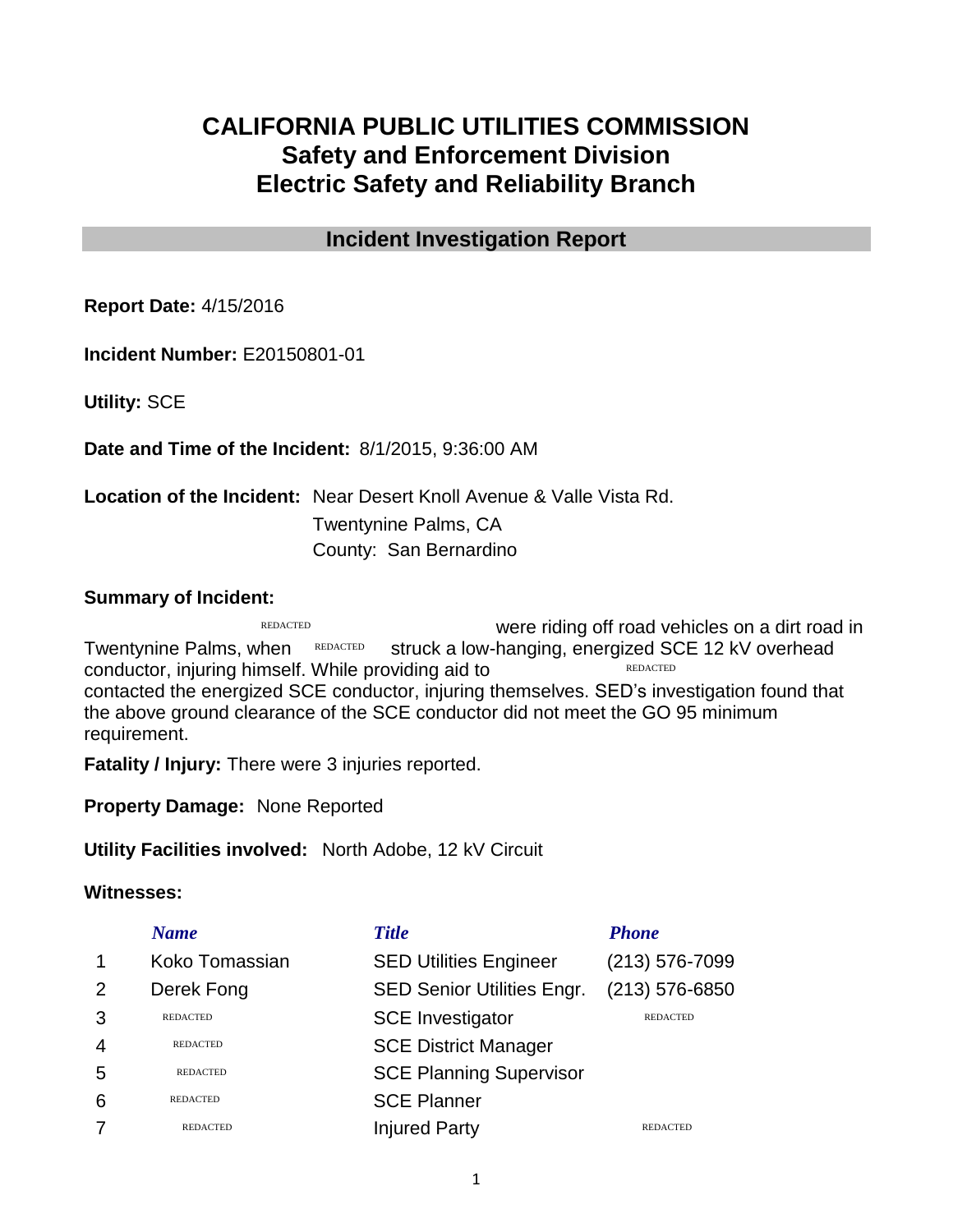# CALIFORNIA PUBLIC UTILITIES COMMISSION
## Safety and Enforcement Division
## Electric Safety and Reliability Branch

## Incident Investigation Report

**Report Date:** 4/15/2016

**Incident Number:** E20150801-01

**Utility:** SCE

**Date and Time of the Incident:** 8/1/2015, 9:36:00 AM

**Location of the Incident:** Near Desert Knoll Avenue & Valle Vista Rd.
Twentynine Palms, CA
County: San Bernardino

**Summary of Incident:**

REDACTED were riding off road vehicles on a dirt road in Twentynine Palms, when REDACTED struck a low-hanging, energized SCE 12 kV overhead conductor, injuring himself. While providing aid to REDACTED contacted the energized SCE conductor, injuring themselves. SED's investigation found that the above ground clearance of the SCE conductor did not meet the GO 95 minimum requirement.

**Fatality / Injury:** There were 3 injuries reported.

**Property Damage:** None Reported

**Utility Facilities involved:** North Adobe, 12 kV Circuit

**Witnesses:**

| | *Name* | *Title* | *Phone* |
|---|---|---|---|
| 1 | Koko Tomassian | SED Utilities Engineer | (213) 576-7099 |
| 2 | Derek Fong | SED Senior Utilities Engr. | (213) 576-6850 |
| 3 | REDACTED | SCE Investigator | REDACTED |
| 4 | REDACTED | SCE District Manager | |
| 5 | REDACTED | SCE Planning Supervisor | |
| 6 | REDACTED | SCE Planner | |
| 7 | REDACTED | Injured Party | REDACTED |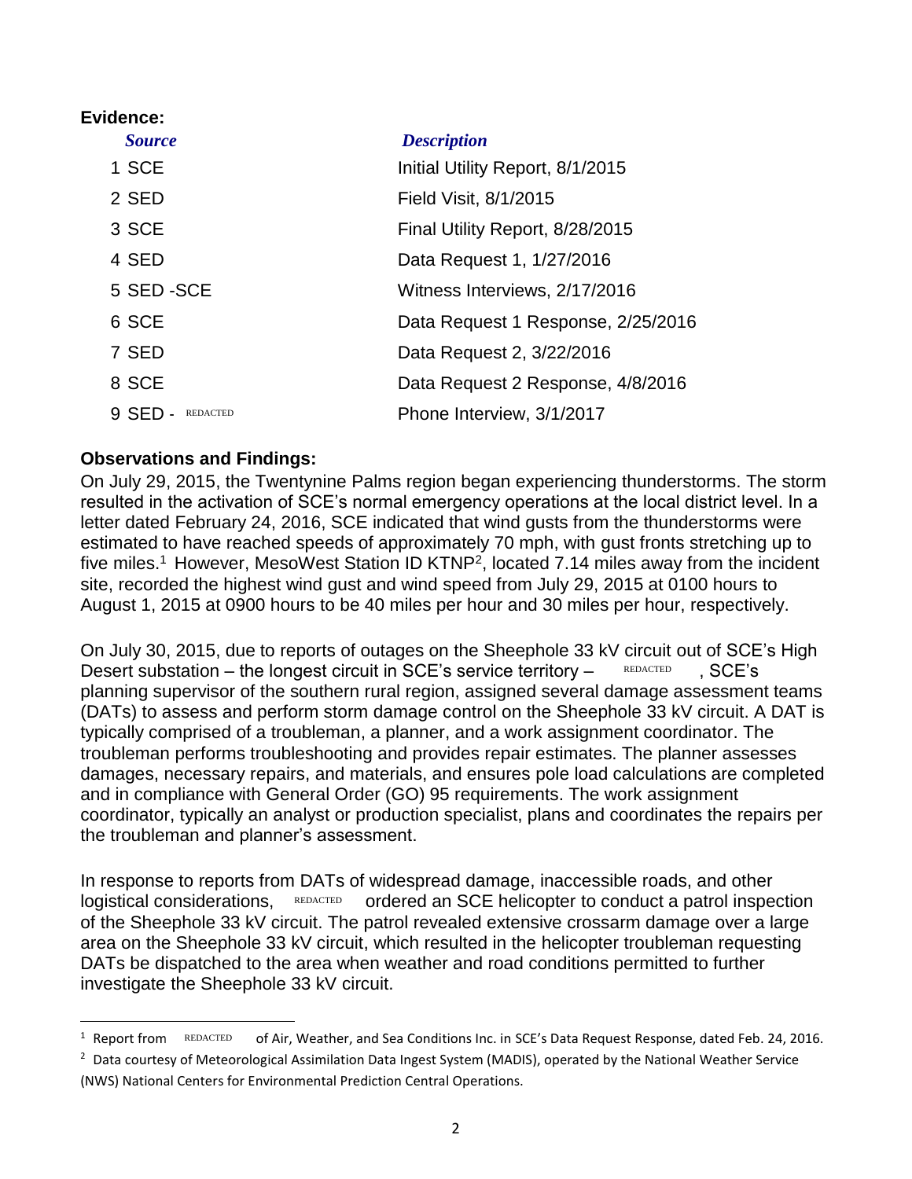**Evidence:**

| *Source* | *Description* |
|---|---|
| 1 SCE | Initial Utility Report, 8/1/2015 |
| 2 SED | Field Visit, 8/1/2015 |
| 3 SCE | Final Utility Report, 8/28/2015 |
| 4 SED | Data Request 1, 1/27/2016 |
| 5 SED -SCE | Witness Interviews, 2/17/2016 |
| 6 SCE | Data Request 1 Response, 2/25/2016 |
| 7 SED | Data Request 2, 3/22/2016 |
| 8 SCE | Data Request 2 Response, 4/8/2016 |
| 9 SED - REDACTED | Phone Interview, 3/1/2017 |

**Observations and Findings:**

On July 29, 2015, the Twentynine Palms region began experiencing thunderstorms. The storm resulted in the activation of SCE's normal emergency operations at the local district level. In a letter dated February 24, 2016, SCE indicated that wind gusts from the thunderstorms were estimated to have reached speeds of approximately 70 mph, with gust fronts stretching up to five miles.[1] However, MesoWest Station ID KTNP[2], located 7.14 miles away from the incident site, recorded the highest wind gust and wind speed from July 29, 2015 at 0100 hours to August 1, 2015 at 0900 hours to be 40 miles per hour and 30 miles per hour, respectively.

On July 30, 2015, due to reports of outages on the Sheephole 33 kV circuit out of SCE's High Desert substation – the longest circuit in SCE's service territory – REDACTED, SCE's planning supervisor of the southern rural region, assigned several damage assessment teams (DATs) to assess and perform storm damage control on the Sheephole 33 kV circuit. A DAT is typically comprised of a troubleman, a planner, and a work assignment coordinator. The troubleman performs troubleshooting and provides repair estimates. The planner assesses damages, necessary repairs, and materials, and ensures pole load calculations are completed and in compliance with General Order (GO) 95 requirements. The work assignment coordinator, typically an analyst or production specialist, plans and coordinates the repairs per the troubleman and planner's assessment.

In response to reports from DATs of widespread damage, inaccessible roads, and other logistical considerations, REDACTED ordered an SCE helicopter to conduct a patrol inspection of the Sheephole 33 kV circuit. The patrol revealed extensive crossarm damage over a large area on the Sheephole 33 kV circuit, which resulted in the helicopter troubleman requesting DATs be dispatched to the area when weather and road conditions permitted to further investigate the Sheephole 33 kV circuit.

[1] Report from REDACTED of Air, Weather, and Sea Conditions Inc. in SCE's Data Request Response, dated Feb. 24, 2016.

[2] Data courtesy of Meteorological Assimilation Data Ingest System (MADIS), operated by the National Weather Service (NWS) National Centers for Environmental Prediction Central Operations.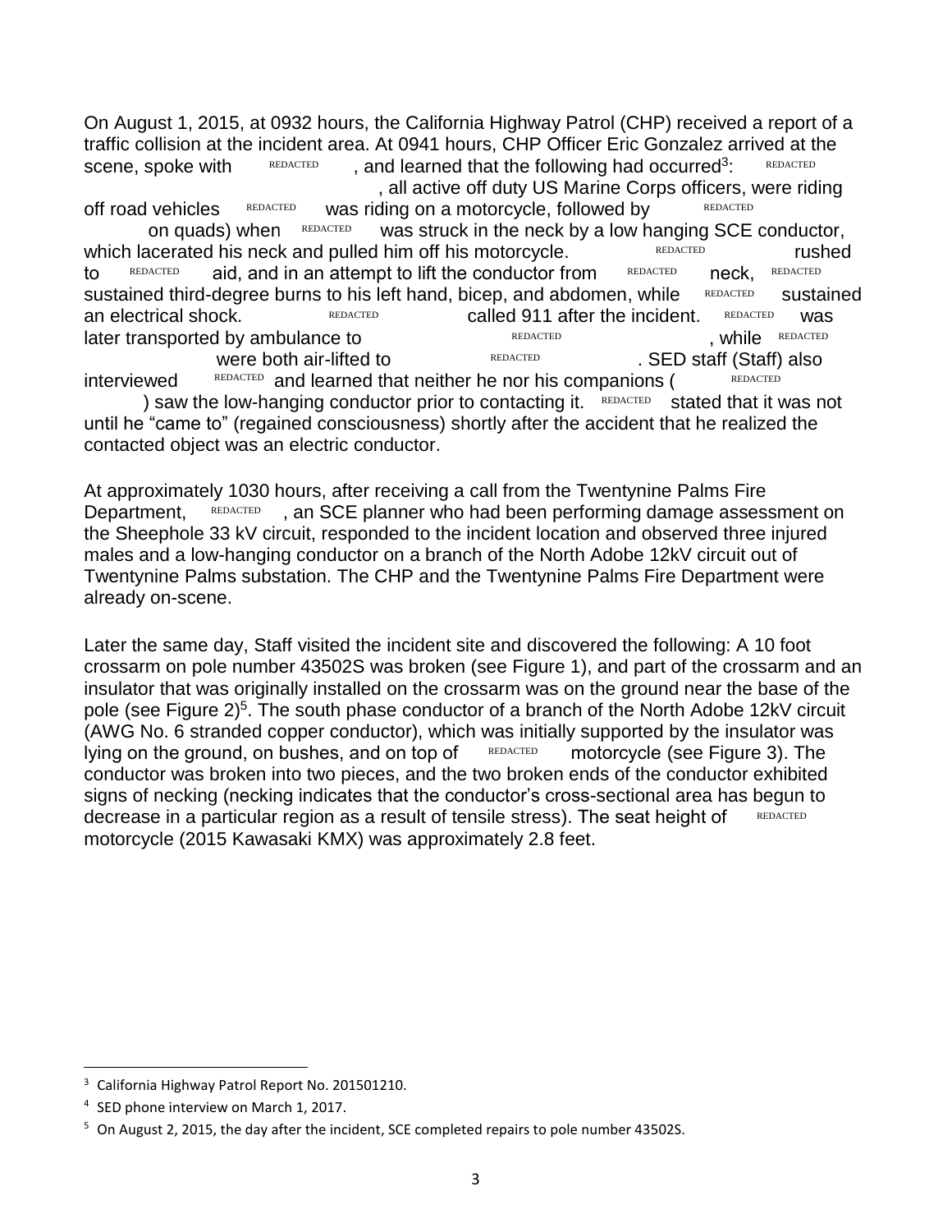On August 1, 2015, at 0932 hours, the California Highway Patrol (CHP) received a report of a traffic collision at the incident area. At 0941 hours, CHP Officer Eric Gonzalez arrived at the scene, spoke with REDACTED, and learned that the following had occurred[3]: REDACTED, all active off duty US Marine Corps officers, were riding off road vehicles REDACTED was riding on a motorcycle, followed by REDACTED on quads) when REDACTED was struck in the neck by a low hanging SCE conductor, which lacerated his neck and pulled him off his motorcycle. REDACTED rushed to REDACTED aid, and in an attempt to lift the conductor from REDACTED neck, REDACTED sustained third-degree burns to his left hand, bicep, and abdomen, while REDACTED sustained an electrical shock. REDACTED called 911 after the incident. REDACTED was later transported by ambulance to REDACTED, while REDACTED were both air-lifted to REDACTED. SED staff (Staff) also interviewed REDACTED and learned that neither he nor his companions (REDACTED) saw the low-hanging conductor prior to contacting it. REDACTED stated that it was not until he "came to" (regained consciousness) shortly after the accident that he realized the contacted object was an electric conductor.

At approximately 1030 hours, after receiving a call from the Twentynine Palms Fire Department, REDACTED, an SCE planner who had been performing damage assessment on the Sheephole 33 kV circuit, responded to the incident location and observed three injured males and a low-hanging conductor on a branch of the North Adobe 12kV circuit out of Twentynine Palms substation. The CHP and the Twentynine Palms Fire Department were already on-scene.

Later the same day, Staff visited the incident site and discovered the following: A 10 foot crossarm on pole number 43502S was broken (see Figure 1), and part of the crossarm and an insulator that was originally installed on the crossarm was on the ground near the base of the pole (see Figure 2)[5]. The south phase conductor of a branch of the North Adobe 12kV circuit (AWG No. 6 stranded copper conductor), which was initially supported by the insulator was lying on the ground, on bushes, and on top of REDACTED motorcycle (see Figure 3). The conductor was broken into two pieces, and the two broken ends of the conductor exhibited signs of necking (necking indicates that the conductor's cross-sectional area has begun to decrease in a particular region as a result of tensile stress). The seat height of REDACTED motorcycle (2015 Kawasaki KMX) was approximately 2.8 feet.

---

[3] California Highway Patrol Report No. 201501210.

[4] SED phone interview on March 1, 2017.

[5] On August 2, 2015, the day after the incident, SCE completed repairs to pole number 43502S.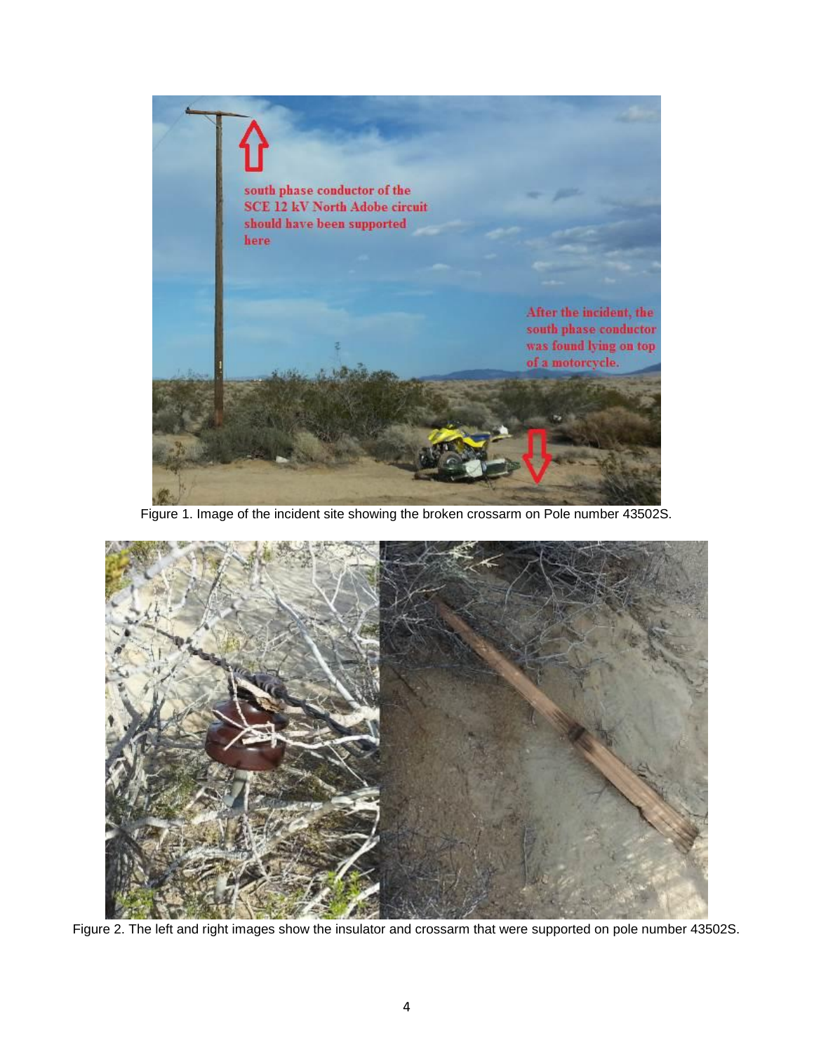Figure 1. Image of the incident site showing the broken crossarm on Pole number 43502S.

Figure 2. The left and right images show the insulator and crossarm that were supported on pole number 43502S.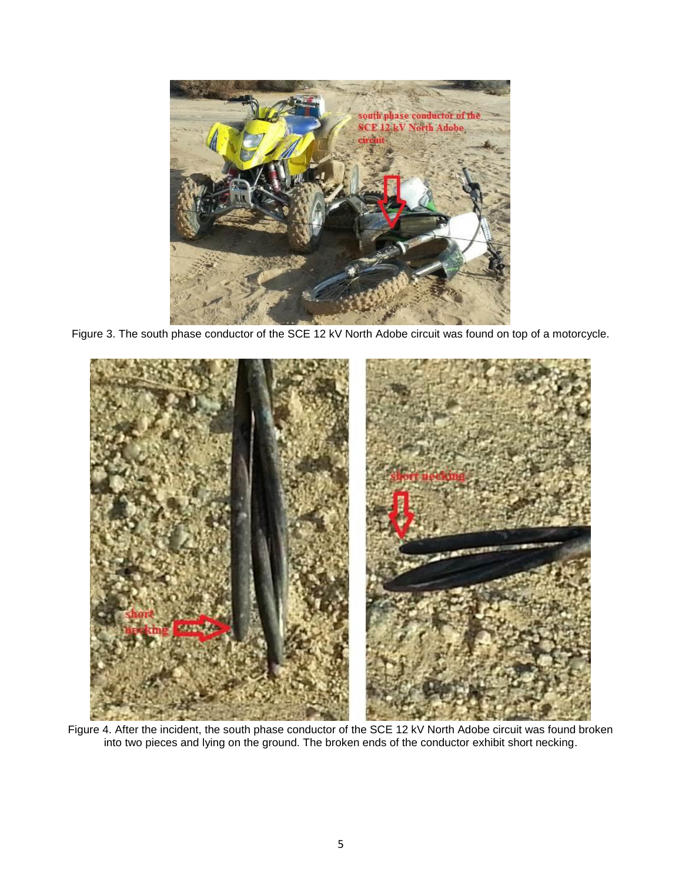Figure 3. The south phase conductor of the SCE 12 kV North Adobe circuit was found on top of a motorcycle.

Figure 4. After the incident, the south phase conductor of the SCE 12 kV North Adobe circuit was found broken into two pieces and lying on the ground. The broken ends of the conductor exhibit short necking.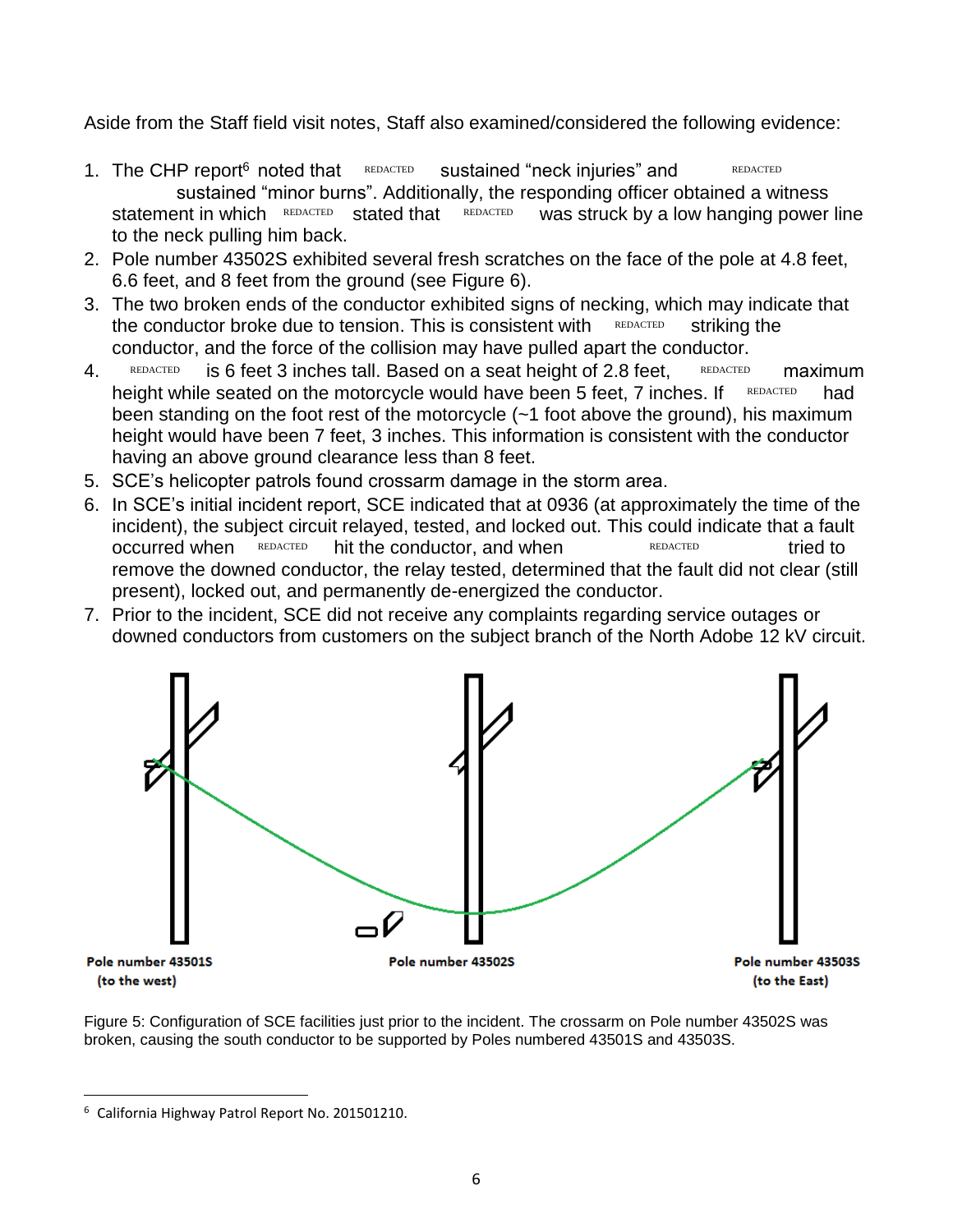Aside from the Staff field visit notes, Staff also examined/considered the following evidence:

1. The CHP report[6] noted that REDACTED sustained "neck injuries" and REDACTED sustained "minor burns". Additionally, the responding officer obtained a witness statement in which REDACTED stated that REDACTED was struck by a low hanging power line to the neck pulling him back.
2. Pole number 43502S exhibited several fresh scratches on the face of the pole at 4.8 feet, 6.6 feet, and 8 feet from the ground (see Figure 6).
3. The two broken ends of the conductor exhibited signs of necking, which may indicate that the conductor broke due to tension. This is consistent with REDACTED striking the conductor, and the force of the collision may have pulled apart the conductor.
4. REDACTED is 6 feet 3 inches tall. Based on a seat height of 2.8 feet, REDACTED maximum height while seated on the motorcycle would have been 5 feet, 7 inches. If REDACTED had been standing on the foot rest of the motorcycle (~1 foot above the ground), his maximum height would have been 7 feet, 3 inches. This information is consistent with the conductor having an above ground clearance less than 8 feet.
5. SCE's helicopter patrols found crossarm damage in the storm area.
6. In SCE's initial incident report, SCE indicated that at 0936 (at approximately the time of the incident), the subject circuit relayed, tested, and locked out. This could indicate that a fault occurred when REDACTED hit the conductor, and when REDACTED tried to remove the downed conductor, the relay tested, determined that the fault did not clear (still present), locked out, and permanently de-energized the conductor.
7. Prior to the incident, SCE did not receive any complaints regarding service outages or downed conductors from customers on the subject branch of the North Adobe 12 kV circuit.

Pole number 43501S (to the west) | Pole number 43502S | Pole number 43503S (to the East)

Figure 5: Configuration of SCE facilities just prior to the incident. The crossarm on Pole number 43502S was broken, causing the south conductor to be supported by Poles numbered 43501S and 43503S.

[6] California Highway Patrol Report No. 201501210.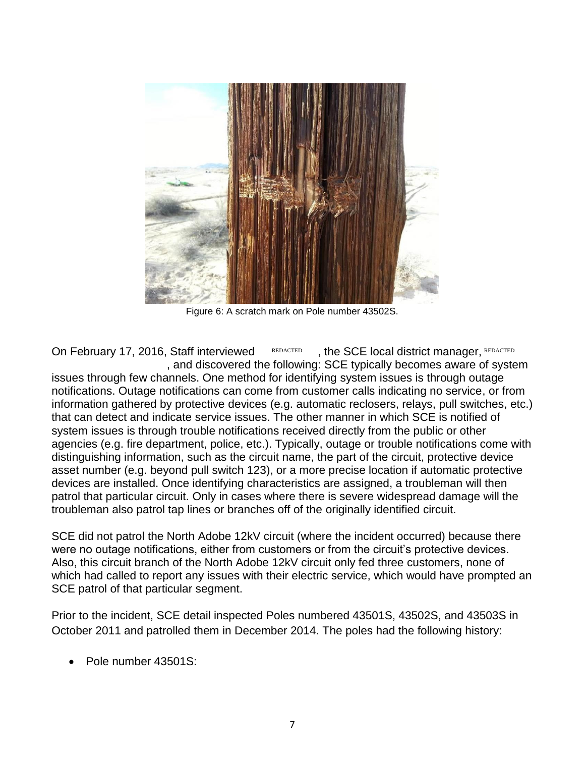Figure 6: A scratch mark on Pole number 43502S.

On February 17, 2016, Staff interviewed REDACTED, the SCE local district manager, REDACTED, and discovered the following: SCE typically becomes aware of system issues through few channels. One method for identifying system issues is through outage notifications. Outage notifications can come from customer calls indicating no service, or from information gathered by protective devices (e.g. automatic reclosers, relays, pull switches, etc.) that can detect and indicate service issues. The other manner in which SCE is notified of system issues is through trouble notifications received directly from the public or other agencies (e.g. fire department, police, etc.). Typically, outage or trouble notifications come with distinguishing information, such as the circuit name, the part of the circuit, protective device asset number (e.g. beyond pull switch 123), or a more precise location if automatic protective devices are installed. Once identifying characteristics are assigned, a troubleman will then patrol that particular circuit. Only in cases where there is severe widespread damage will the troubleman also patrol tap lines or branches off of the originally identified circuit.

SCE did not patrol the North Adobe 12kV circuit (where the incident occurred) because there were no outage notifications, either from customers or from the circuit's protective devices. Also, this circuit branch of the North Adobe 12kV circuit only fed three customers, none of which had called to report any issues with their electric service, which would have prompted an SCE patrol of that particular segment.

Prior to the incident, SCE detail inspected Poles numbered 43501S, 43502S, and 43503S in October 2011 and patrolled them in December 2014. The poles had the following history:

- Pole number 43501S: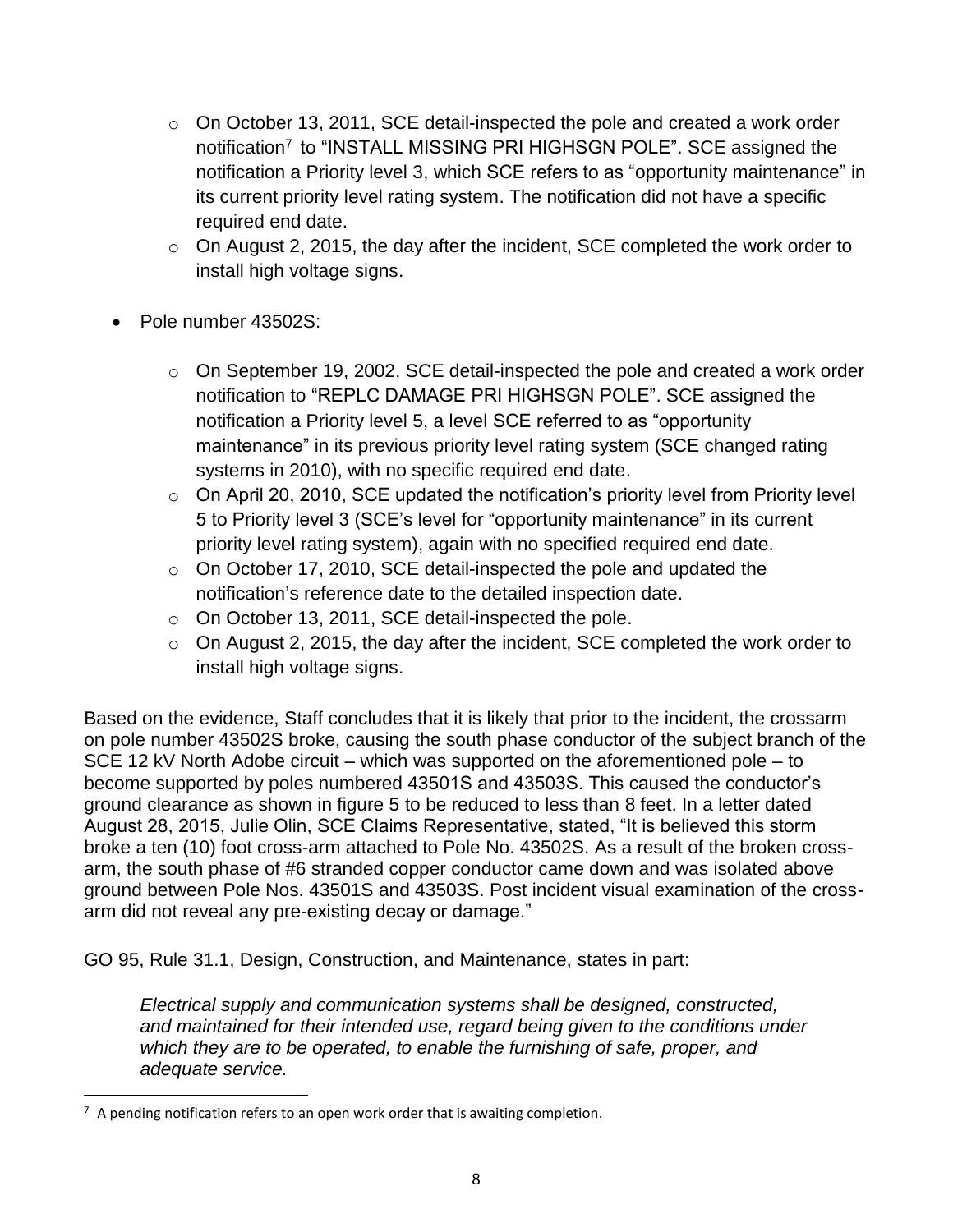- On October 13, 2011, SCE detail-inspected the pole and created a work order notification[7] to "INSTALL MISSING PRI HIGHSGN POLE". SCE assigned the notification a Priority level 3, which SCE refers to as "opportunity maintenance" in its current priority level rating system. The notification did not have a specific required end date.
- On August 2, 2015, the day after the incident, SCE completed the work order to install high voltage signs.

- Pole number 43502S:
    - On September 19, 2002, SCE detail-inspected the pole and created a work order notification to "REPLC DAMAGE PRI HIGHSGN POLE". SCE assigned the notification a Priority level 5, a level SCE referred to as "opportunity maintenance" in its previous priority level rating system (SCE changed rating systems in 2010), with no specific required end date.
    - On April 20, 2010, SCE updated the notification's priority level from Priority level 5 to Priority level 3 (SCE's level for "opportunity maintenance" in its current priority level rating system), again with no specified required end date.
    - On October 17, 2010, SCE detail-inspected the pole and updated the notification's reference date to the detailed inspection date.
    - On October 13, 2011, SCE detail-inspected the pole.
    - On August 2, 2015, the day after the incident, SCE completed the work order to install high voltage signs.

Based on the evidence, Staff concludes that it is likely that prior to the incident, the crossarm on pole number 43502S broke, causing the south phase conductor of the subject branch of the SCE 12 kV North Adobe circuit – which was supported on the aforementioned pole – to become supported by poles numbered 43501S and 43503S. This caused the conductor's ground clearance as shown in figure 5 to be reduced to less than 8 feet. In a letter dated August 28, 2015, Julie Olin, SCE Claims Representative, stated, "It is believed this storm broke a ten (10) foot cross-arm attached to Pole No. 43502S. As a result of the broken cross-arm, the south phase of #6 stranded copper conductor came down and was isolated above ground between Pole Nos. 43501S and 43503S. Post incident visual examination of the cross-arm did not reveal any pre-existing decay or damage."

GO 95, Rule 31.1, Design, Construction, and Maintenance, states in part:

> *Electrical supply and communication systems shall be designed, constructed, and maintained for their intended use, regard being given to the conditions under which they are to be operated, to enable the furnishing of safe, proper, and adequate service.*

---

[7] A pending notification refers to an open work order that is awaiting completion.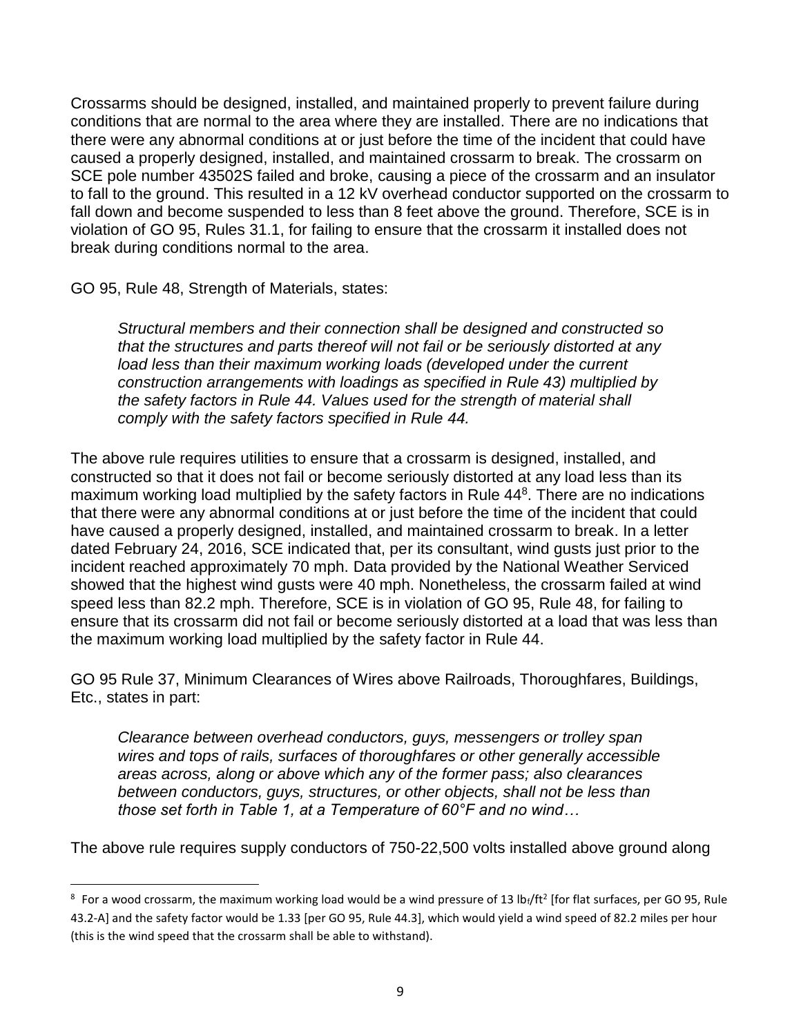Crossarms should be designed, installed, and maintained properly to prevent failure during conditions that are normal to the area where they are installed. There are no indications that there were any abnormal conditions at or just before the time of the incident that could have caused a properly designed, installed, and maintained crossarm to break. The crossarm on SCE pole number 43502S failed and broke, causing a piece of the crossarm and an insulator to fall to the ground. This resulted in a 12 kV overhead conductor supported on the crossarm to fall down and become suspended to less than 8 feet above the ground. Therefore, SCE is in violation of GO 95, Rules 31.1, for failing to ensure that the crossarm it installed does not break during conditions normal to the area.

GO 95, Rule 48, Strength of Materials, states:

> *Structural members and their connection shall be designed and constructed so that the structures and parts thereof will not fail or be seriously distorted at any load less than their maximum working loads (developed under the current construction arrangements with loadings as specified in Rule 43) multiplied by the safety factors in Rule 44. Values used for the strength of material shall comply with the safety factors specified in Rule 44.*

The above rule requires utilities to ensure that a crossarm is designed, installed, and constructed so that it does not fail or become seriously distorted at any load less than its maximum working load multiplied by the safety factors in Rule 44[8]. There are no indications that there were any abnormal conditions at or just before the time of the incident that could have caused a properly designed, installed, and maintained crossarm to break. In a letter dated February 24, 2016, SCE indicated that, per its consultant, wind gusts just prior to the incident reached approximately 70 mph. Data provided by the National Weather Serviced showed that the highest wind gusts were 40 mph. Nonetheless, the crossarm failed at wind speed less than 82.2 mph. Therefore, SCE is in violation of GO 95, Rule 48, for failing to ensure that its crossarm did not fail or become seriously distorted at a load that was less than the maximum working load multiplied by the safety factor in Rule 44.

GO 95 Rule 37, Minimum Clearances of Wires above Railroads, Thoroughfares, Buildings, Etc., states in part:

> *Clearance between overhead conductors, guys, messengers or trolley span wires and tops of rails, surfaces of thoroughfares or other generally accessible areas across, along or above which any of the former pass; also clearances between conductors, guys, structures, or other objects, shall not be less than those set forth in Table 1, at a Temperature of 60°F and no wind…*

The above rule requires supply conductors of 750-22,500 volts installed above ground along

---

[8] For a wood crossarm, the maximum working load would be a wind pressure of 13 $lb_f/ft^2$ [for flat surfaces, per GO 95, Rule 43.2-A] and the safety factor would be 1.33 [per GO 95, Rule 44.3], which would yield a wind speed of 82.2 miles per hour (this is the wind speed that the crossarm shall be able to withstand).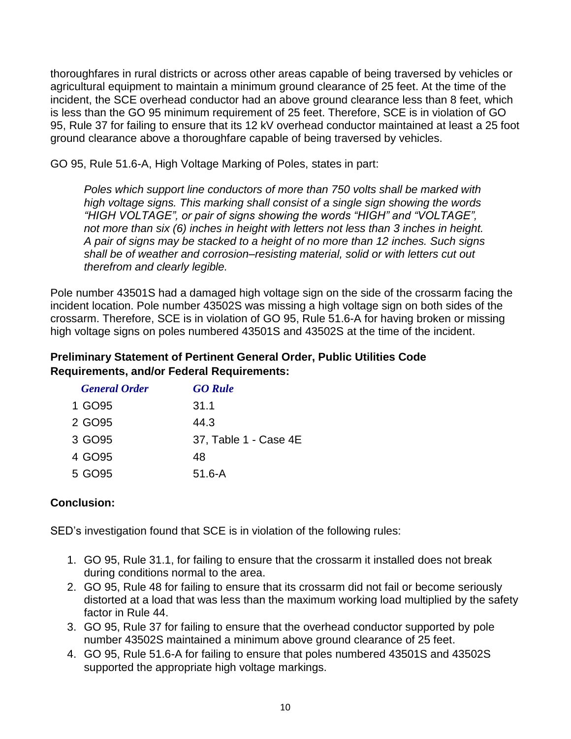thoroughfares in rural districts or across other areas capable of being traversed by vehicles or agricultural equipment to maintain a minimum ground clearance of 25 feet. At the time of the incident, the SCE overhead conductor had an above ground clearance less than 8 feet, which is less than the GO 95 minimum requirement of 25 feet. Therefore, SCE is in violation of GO 95, Rule 37 for failing to ensure that its 12 kV overhead conductor maintained at least a 25 foot ground clearance above a thoroughfare capable of being traversed by vehicles.

GO 95, Rule 51.6-A, High Voltage Marking of Poles, states in part:

> *Poles which support line conductors of more than 750 volts shall be marked with high voltage signs. This marking shall consist of a single sign showing the words "HIGH VOLTAGE", or pair of signs showing the words "HIGH" and "VOLTAGE", not more than six (6) inches in height with letters not less than 3 inches in height. A pair of signs may be stacked to a height of no more than 12 inches. Such signs shall be of weather and corrosion–resisting material, solid or with letters cut out therefrom and clearly legible.*

Pole number 43501S had a damaged high voltage sign on the side of the crossarm facing the incident location. Pole number 43502S was missing a high voltage sign on both sides of the crossarm. Therefore, SCE is in violation of GO 95, Rule 51.6-A for having broken or missing high voltage signs on poles numbered 43501S and 43502S at the time of the incident.

**Preliminary Statement of Pertinent General Order, Public Utilities Code Requirements, and/or Federal Requirements:**

| | *General Order* | *GO Rule* |
|---|---|---|
| 1 | GO95 | 31.1 |
| 2 | GO95 | 44.3 |
| 3 | GO95 | 37, Table 1 - Case 4E |
| 4 | GO95 | 48 |
| 5 | GO95 | 51.6-A |

**Conclusion:**

SED's investigation found that SCE is in violation of the following rules:

1. GO 95, Rule 31.1, for failing to ensure that the crossarm it installed does not break during conditions normal to the area.
2. GO 95, Rule 48 for failing to ensure that its crossarm did not fail or become seriously distorted at a load that was less than the maximum working load multiplied by the safety factor in Rule 44.
3. GO 95, Rule 37 for failing to ensure that the overhead conductor supported by pole number 43502S maintained a minimum above ground clearance of 25 feet.
4. GO 95, Rule 51.6-A for failing to ensure that poles numbered 43501S and 43502S supported the appropriate high voltage markings.